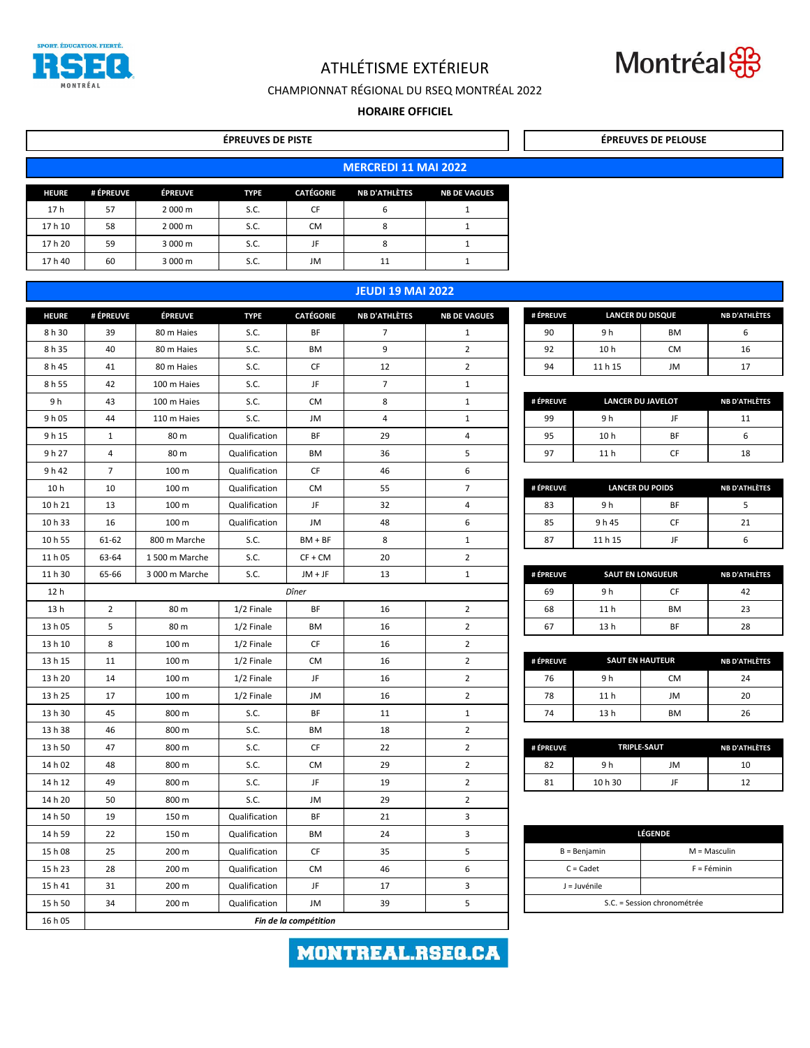# ATHLÉTISME EXTÉRIEUR

## CHAMPIONNAT RÉGIONAL DU RSEQ MONTRÉAL 2022

**HORAIRE OFFICIEL**

## ÉPREUVES DE PISTE

### MERCREDI 11 MAI 2022

| HEURE | # ÉPREUVE | ÉPREUVE | TYPE | CATÉGORIE | NB D'ATHLÈTES | NB DE VAGUES |
|---|---|---|---|---|---|---|
| 17 h | 57 | 2 000 m | S.C. | CF | 6 | 1 |
| 17 h 10 | 58 | 2 000 m | S.C. | CM | 8 | 1 |
| 17 h 20 | 59 | 3 000 m | S.C. | JF | 8 | 1 |
| 17 h 40 | 60 | 3 000 m | S.C. | JM | 11 | 1 |

### JEUDI 19 MAI 2022

| HEURE | # ÉPREUVE | ÉPREUVE | TYPE | CATÉGORIE | NB D'ATHLÈTES | NB DE VAGUES |
|---|---|---|---|---|---|---|
| 8 h 30 | 39 | 80 m Haies | S.C. | BF | 7 | 1 |
| 8 h 35 | 40 | 80 m Haies | S.C. | BM | 9 | 2 |
| 8 h 45 | 41 | 80 m Haies | S.C. | CF | 12 | 2 |
| 8 h 55 | 42 | 100 m Haies | S.C. | JF | 7 | 1 |
| 9 h | 43 | 100 m Haies | S.C. | CM | 8 | 1 |
| 9 h 05 | 44 | 110 m Haies | S.C. | JM | 4 | 1 |
| 9 h 15 | 1 | 80 m | Qualification | BF | 29 | 4 |
| 9 h 27 | 4 | 80 m | Qualification | BM | 36 | 5 |
| 9 h 42 | 7 | 100 m | Qualification | CF | 46 | 6 |
| 10 h | 10 | 100 m | Qualification | CM | 55 | 7 |
| 10 h 21 | 13 | 100 m | Qualification | JF | 32 | 4 |
| 10 h 33 | 16 | 100 m | Qualification | JM | 48 | 6 |
| 10 h 55 | 61-62 | 800 m Marche | S.C. | BM + BF | 8 | 1 |
| 11 h 05 | 63-64 | 1 500 m Marche | S.C. | CF + CM | 20 | 2 |
| 11 h 30 | 65-66 | 3 000 m Marche | S.C. | JM + JF | 13 | 1 |
| 12 h | *Dîner* | | | | | |
| 13 h | 2 | 80 m | 1/2 Finale | BF | 16 | 2 |
| 13 h 05 | 5 | 80 m | 1/2 Finale | BM | 16 | 2 |
| 13 h 10 | 8 | 100 m | 1/2 Finale | CF | 16 | 2 |
| 13 h 15 | 11 | 100 m | 1/2 Finale | CM | 16 | 2 |
| 13 h 20 | 14 | 100 m | 1/2 Finale | JF | 16 | 2 |
| 13 h 25 | 17 | 100 m | 1/2 Finale | JM | 16 | 2 |
| 13 h 30 | 45 | 800 m | S.C. | BF | 11 | 1 |
| 13 h 38 | 46 | 800 m | S.C. | BM | 18 | 2 |
| 13 h 50 | 47 | 800 m | S.C. | CF | 22 | 2 |
| 14 h 02 | 48 | 800 m | S.C. | CM | 29 | 2 |
| 14 h 12 | 49 | 800 m | S.C. | JF | 19 | 2 |
| 14 h 20 | 50 | 800 m | S.C. | JM | 29 | 2 |
| 14 h 50 | 19 | 150 m | Qualification | BF | 21 | 3 |
| 14 h 59 | 22 | 150 m | Qualification | BM | 24 | 3 |
| 15 h 08 | 25 | 200 m | Qualification | CF | 35 | 5 |
| 15 h 23 | 28 | 200 m | Qualification | CM | 46 | 6 |
| 15 h 41 | 31 | 200 m | Qualification | JF | 17 | 3 |
| 15 h 50 | 34 | 200 m | Qualification | JM | 39 | 5 |
| 16 h 05 | ***Fin de la compétition*** | | | | | |

## ÉPREUVES DE PELOUSE

| # ÉPREUVE | LANCER DU DISQUE | | NB D'ATHLÈTES |
|---|---|---|---|
| 90 | 9 h | BM | 6 |
| 92 | 10 h | CM | 16 |
| 94 | 11 h 15 | JM | 17 |

| # ÉPREUVE | LANCER DU JAVELOT | | NB D'ATHLÈTES |
|---|---|---|---|
| 99 | 9 h | JF | 11 |
| 95 | 10 h | BF | 6 |
| 97 | 11 h | CF | 18 |

| # ÉPREUVE | LANCER DU POIDS | | NB D'ATHLÈTES |
|---|---|---|---|
| 83 | 9 h | BF | 5 |
| 85 | 9 h 45 | CF | 21 |
| 87 | 11 h 15 | JF | 6 |

| # ÉPREUVE | SAUT EN LONGUEUR | | NB D'ATHLÈTES |
|---|---|---|---|
| 69 | 9 h | CF | 42 |
| 68 | 11 h | BM | 23 |
| 67 | 13 h | BF | 28 |

| # ÉPREUVE | SAUT EN HAUTEUR | | NB D'ATHLÈTES |
|---|---|---|---|
| 76 | 9 h | CM | 24 |
| 78 | 11 h | JM | 20 |
| 74 | 13 h | BM | 26 |

| # ÉPREUVE | TRIPLE-SAUT | | NB D'ATHLÈTES |
|---|---|---|---|
| 82 | 9 h | JM | 10 |
| 81 | 10 h 30 | JF | 12 |

| LÉGENDE | |
|---|---|
| B = Benjamin | M = Masculin |
| C = Cadet | F = Féminin |
| J = Juvénile | |
| S.C. = Session chronométrée | |

**MONTREAL.RSEQ.CA**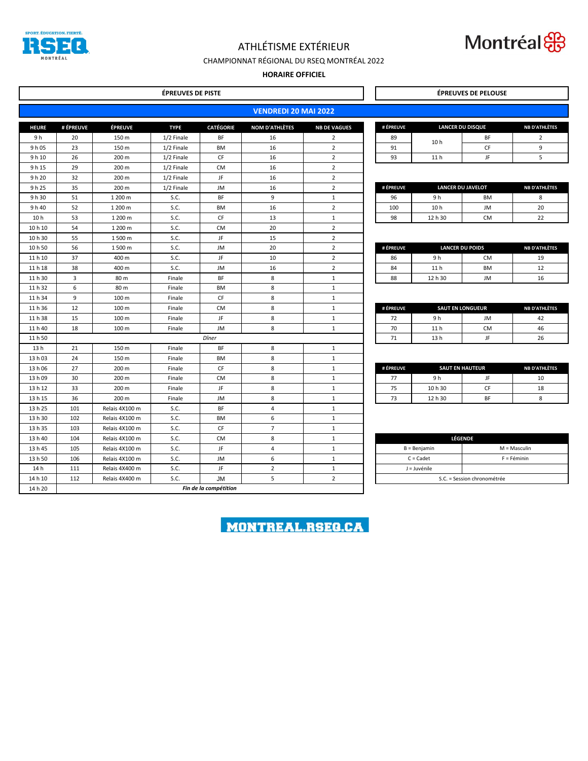# ATHLÉTISME EXTÉRIEUR

CHAMPIONNAT RÉGIONAL DU RSEQ MONTRÉAL 2022

**HORAIRE OFFICIEL**

## VENDREDI 20 MAI 2022

### ÉPREUVES DE PISTE

| HEURE | # ÉPREUVE | ÉPREUVE | TYPE | CATÉGORIE | NOM D'ATHLÈTES | NB DE VAGUES |
|---|---|---|---|---|---|---|
| 9 h | 20 | 150 m | 1/2 Finale | BF | 16 | 2 |
| 9 h 05 | 23 | 150 m | 1/2 Finale | BM | 16 | 2 |
| 9 h 10 | 26 | 200 m | 1/2 Finale | CF | 16 | 2 |
| 9 h 15 | 29 | 200 m | 1/2 Finale | CM | 16 | 2 |
| 9 h 20 | 32 | 200 m | 1/2 Finale | JF | 16 | 2 |
| 9 h 25 | 35 | 200 m | 1/2 Finale | JM | 16 | 2 |
| 9 h 30 | 51 | 1 200 m | S.C. | BF | 9 | 1 |
| 9 h 40 | 52 | 1 200 m | S.C. | BM | 16 | 2 |
| 10 h | 53 | 1 200 m | S.C. | CF | 13 | 1 |
| 10 h 10 | 54 | 1 200 m | S.C. | CM | 20 | 2 |
| 10 h 30 | 55 | 1 500 m | S.C. | JF | 15 | 2 |
| 10 h 50 | 56 | 1 500 m | S.C. | JM | 20 | 2 |
| 11 h 10 | 37 | 400 m | S.C. | JF | 10 | 2 |
| 11 h 18 | 38 | 400 m | S.C. | JM | 16 | 2 |
| 11 h 30 | 3 | 80 m | Finale | BF | 8 | 1 |
| 11 h 32 | 6 | 80 m | Finale | BM | 8 | 1 |
| 11 h 34 | 9 | 100 m | Finale | CF | 8 | 1 |
| 11 h 36 | 12 | 100 m | Finale | CM | 8 | 1 |
| 11 h 38 | 15 | 100 m | Finale | JF | 8 | 1 |
| 11 h 40 | 18 | 100 m | Finale | JM | 8 | 1 |
| 11 h 50 | *Dîner* | | | | | |
| 13 h | 21 | 150 m | Finale | BF | 8 | 1 |
| 13 h 03 | 24 | 150 m | Finale | BM | 8 | 1 |
| 13 h 06 | 27 | 200 m | Finale | CF | 8 | 1 |
| 13 h 09 | 30 | 200 m | Finale | CM | 8 | 1 |
| 13 h 12 | 33 | 200 m | Finale | JF | 8 | 1 |
| 13 h 15 | 36 | 200 m | Finale | JM | 8 | 1 |
| 13 h 25 | 101 | Relais 4X100 m | S.C. | BF | 4 | 1 |
| 13 h 30 | 102 | Relais 4X100 m | S.C. | BM | 6 | 1 |
| 13 h 35 | 103 | Relais 4X100 m | S.C. | CF | 7 | 1 |
| 13 h 40 | 104 | Relais 4X100 m | S.C. | CM | 8 | 1 |
| 13 h 45 | 105 | Relais 4X100 m | S.C. | JF | 4 | 1 |
| 13 h 50 | 106 | Relais 4X100 m | S.C. | JM | 6 | 1 |
| 14 h | 111 | Relais 4X400 m | S.C. | JF | 2 | 1 |
| 14 h 10 | 112 | Relais 4X400 m | S.C. | JM | 5 | 2 |
| 14 h 20 | ***Fin de la compétition*** | | | | | |

### ÉPREUVES DE PELOUSE

| # ÉPREUVE | LANCER DU DISQUE | | NB D'ATHLÈTES |
|---|---|---|---|
| 89 | 10 h | BF | 2 |
| 91 | | CF | 9 |
| 93 | 11 h | JF | 5 |

| # ÉPREUVE | LANCER DU JAVELOT | | NB D'ATHLÈTES |
|---|---|---|---|
| 96 | 9 h | BM | 8 |
| 100 | 10 h | JM | 20 |
| 98 | 12 h 30 | CM | 22 |

| # ÉPREUVE | LANCER DU POIDS | | NB D'ATHLÈTES |
|---|---|---|---|
| 86 | 9 h | CM | 19 |
| 84 | 11 h | BM | 12 |
| 88 | 12 h 30 | JM | 16 |

| # ÉPREUVE | SAUT EN LONGUEUR | | NB D'ATHLÈTES |
|---|---|---|---|
| 72 | 9 h | JM | 42 |
| 70 | 11 h | CM | 46 |
| 71 | 13 h | JF | 26 |

| # ÉPREUVE | SAUT EN HAUTEUR | | NB D'ATHLÈTES |
|---|---|---|---|
| 77 | 9 h | JF | 10 |
| 75 | 10 h 30 | CF | 18 |
| 73 | 12 h 30 | BF | 8 |

| LÉGENDE | |
|---|---|
| B = Benjamin | M = Masculin |
| C = Cadet | F = Féminin |
| J = Juvénile | |
| S.C. = Session chronométrée | |

MONTREAL.RSEQ.CA